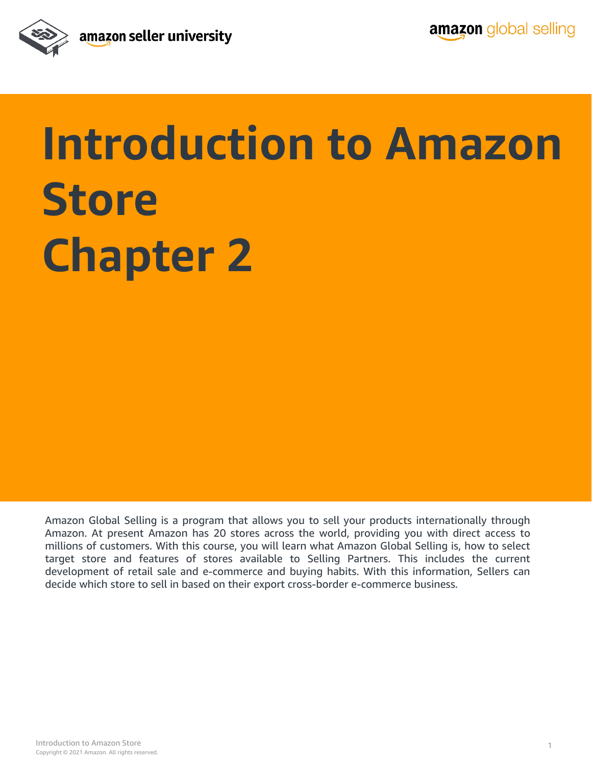# Introduction to Amazon Store Chapter 2

Amazon Global Selling is a program that allows you to sell your products internationally through Amazon. At present Amazon has 20 stores across the world, providing you with direct access to millions of customers. With this course, you will learn what Amazon Global Selling is, how to select target store and features of stores available to Selling Partners. This includes the current development of retail sale and e-commerce and buying habits. With this information, Sellers can decide which store to sell in based on their export cross-border e-commerce business.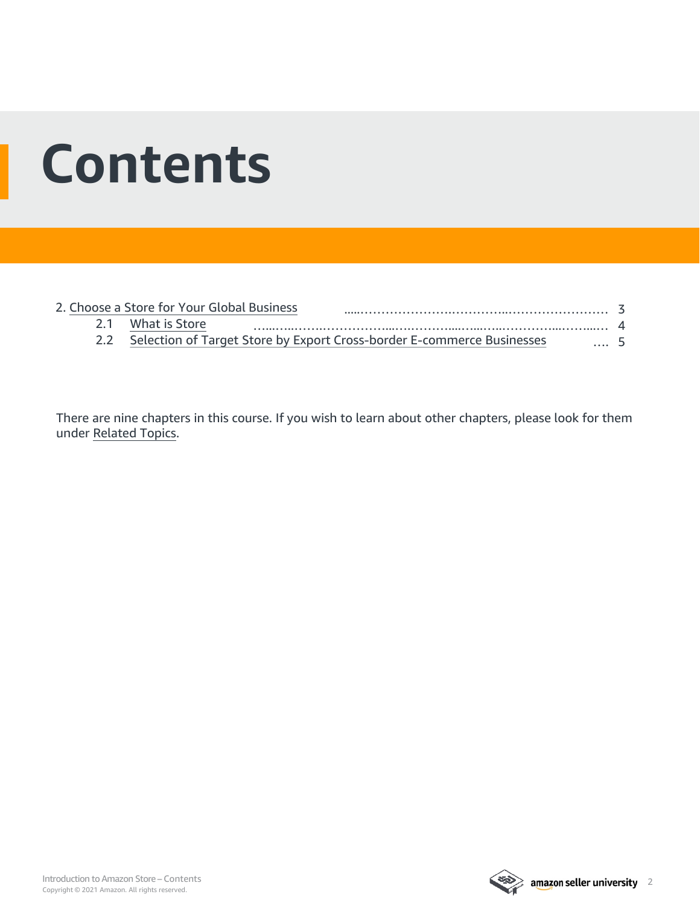# Contents

2. Choose a Store for Your Global Business ........................................................ 3
   - 2.1 What is Store ........................................................................................ 4
   - 2.2 Selection of Target Store by Export Cross-border E-commerce Businesses .... 5

There are nine chapters in this course. If you wish to learn about other chapters, please look for them under Related Topics.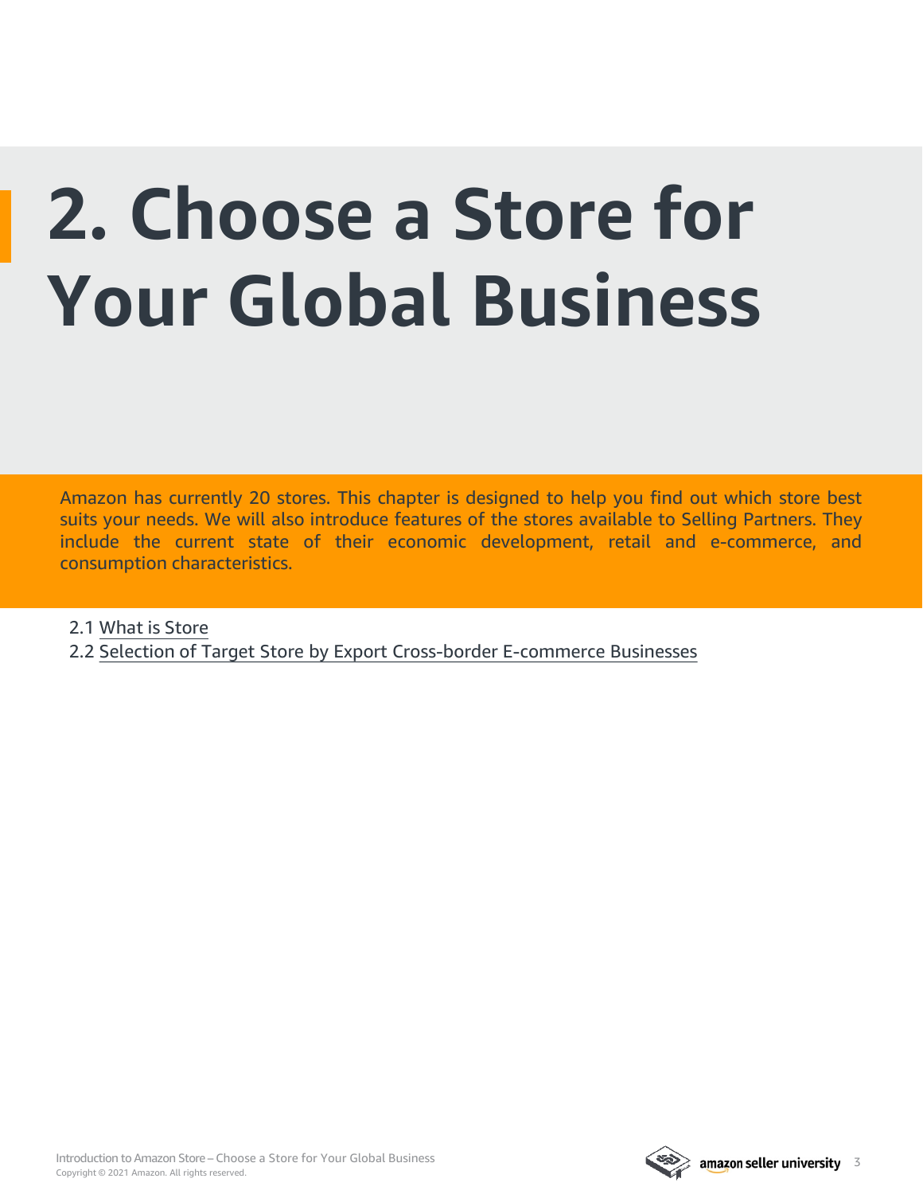# 2. Choose a Store for Your Global Business

Amazon has currently 20 stores. This chapter is designed to help you find out which store best suits your needs. We will also introduce features of the stores available to Selling Partners. They include the current state of their economic development, retail and e-commerce, and consumption characteristics.

2.1 What is Store

2.2 Selection of Target Store by Export Cross-border E-commerce Businesses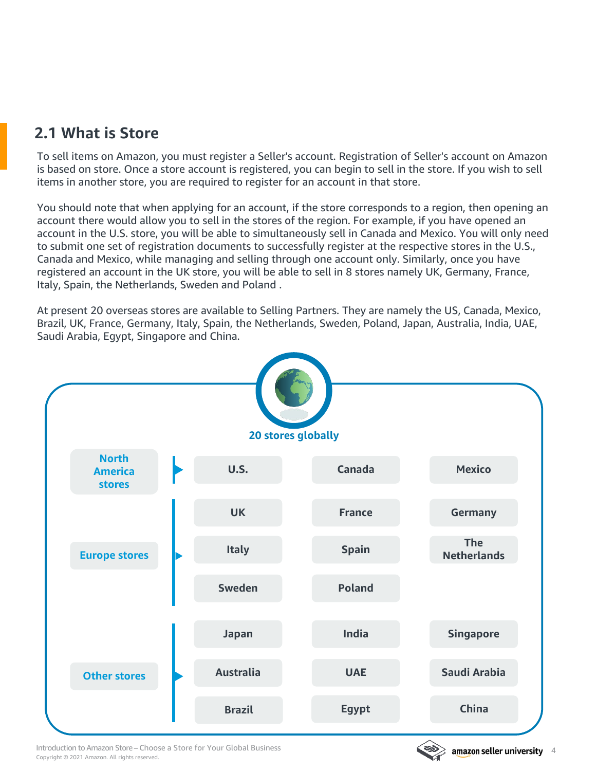## 2.1 What is Store

To sell items on Amazon, you must register a Seller's account. Registration of Seller's account on Amazon is based on store. Once a store account is registered, you can begin to sell in the store. If you wish to sell items in another store, you are required to register for an account in that store.

You should note that when applying for an account, if the store corresponds to a region, then opening an account there would allow you to sell in the stores of the region. For example, if you have opened an account in the U.S. store, you will be able to simultaneously sell in Canada and Mexico. You will only need to submit one set of registration documents to successfully register at the respective stores in the U.S., Canada and Mexico, while managing and selling through one account only. Similarly, once you have registered an account in the UK store, you will be able to sell in 8 stores namely UK, Germany, France, Italy, Spain, the Netherlands, Sweden and Poland .

At present 20 overseas stores are available to Selling Partners. They are namely the US, Canada, Mexico, Brazil, UK, France, Germany, Italy, Spain, the Netherlands, Sweden, Poland, Japan, Australia, India, UAE, Saudi Arabia, Egypt, Singapore and China.

**20 stores globally**

| Region | | | |
|---|---|---|---|
| North America stores | U.S. | Canada | Mexico |
| Europe stores | UK | France | Germany |
| | Italy | Spain | The Netherlands |
| | Sweden | Poland | |
| Other stores | Japan | India | Singapore |
| | Australia | UAE | Saudi Arabia |
| | Brazil | Egypt | China |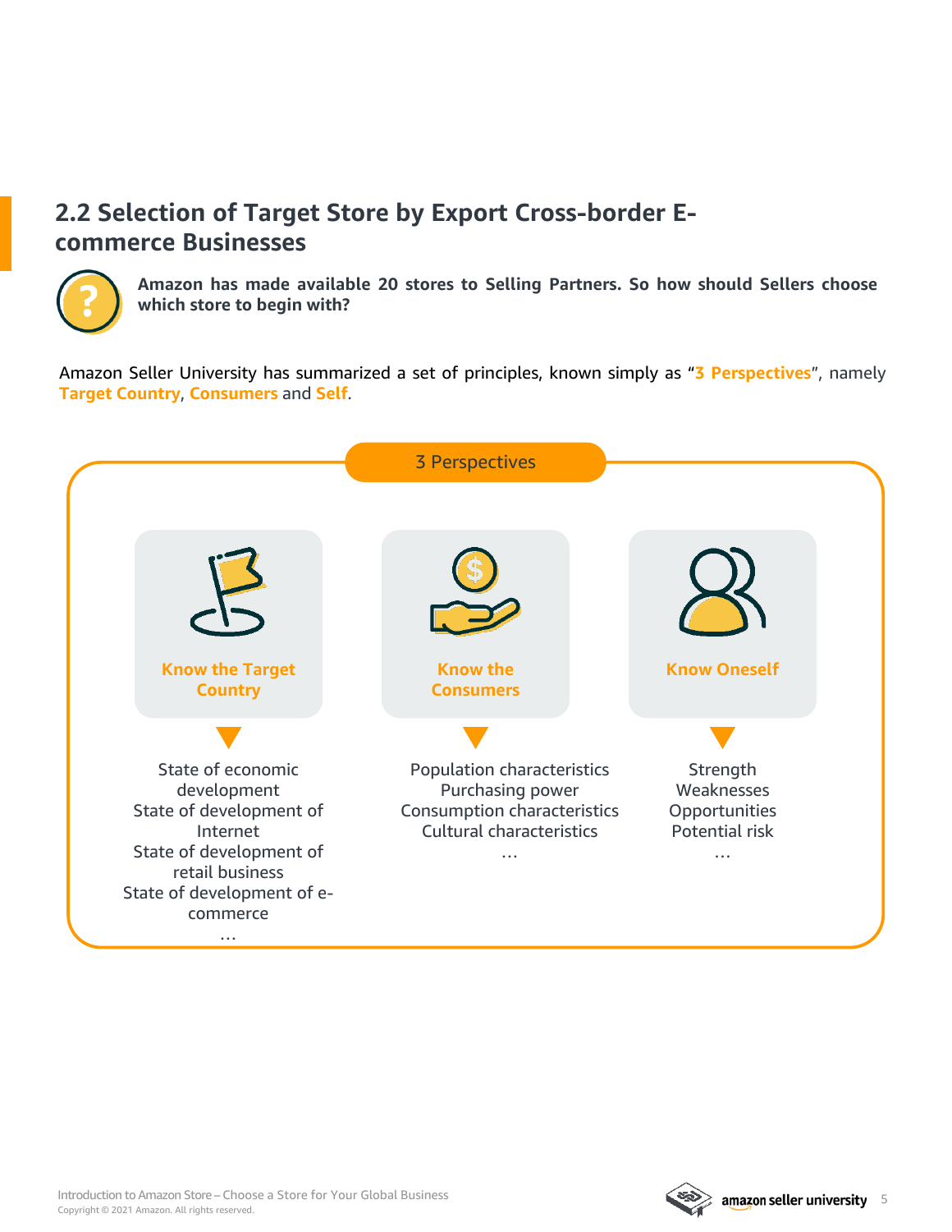## 2.2 Selection of Target Store by Export Cross-border E-commerce Businesses

**Amazon has made available 20 stores to Selling Partners. So how should Sellers choose which store to begin with?**

Amazon Seller University has summarized a set of principles, known simply as "**3 Perspectives**", namely **Target Country**, **Consumers** and **Self**.

**3 Perspectives**

**Know the Target Country**

- State of economic development
- State of development of Internet
- State of development of retail business
- State of development of e-commerce
- …

**Know the Consumers**

- Population characteristics
- Purchasing power
- Consumption characteristics
- Cultural characteristics
- …

**Know Oneself**

- Strength
- Weaknesses
- Opportunities
- Potential risk
- …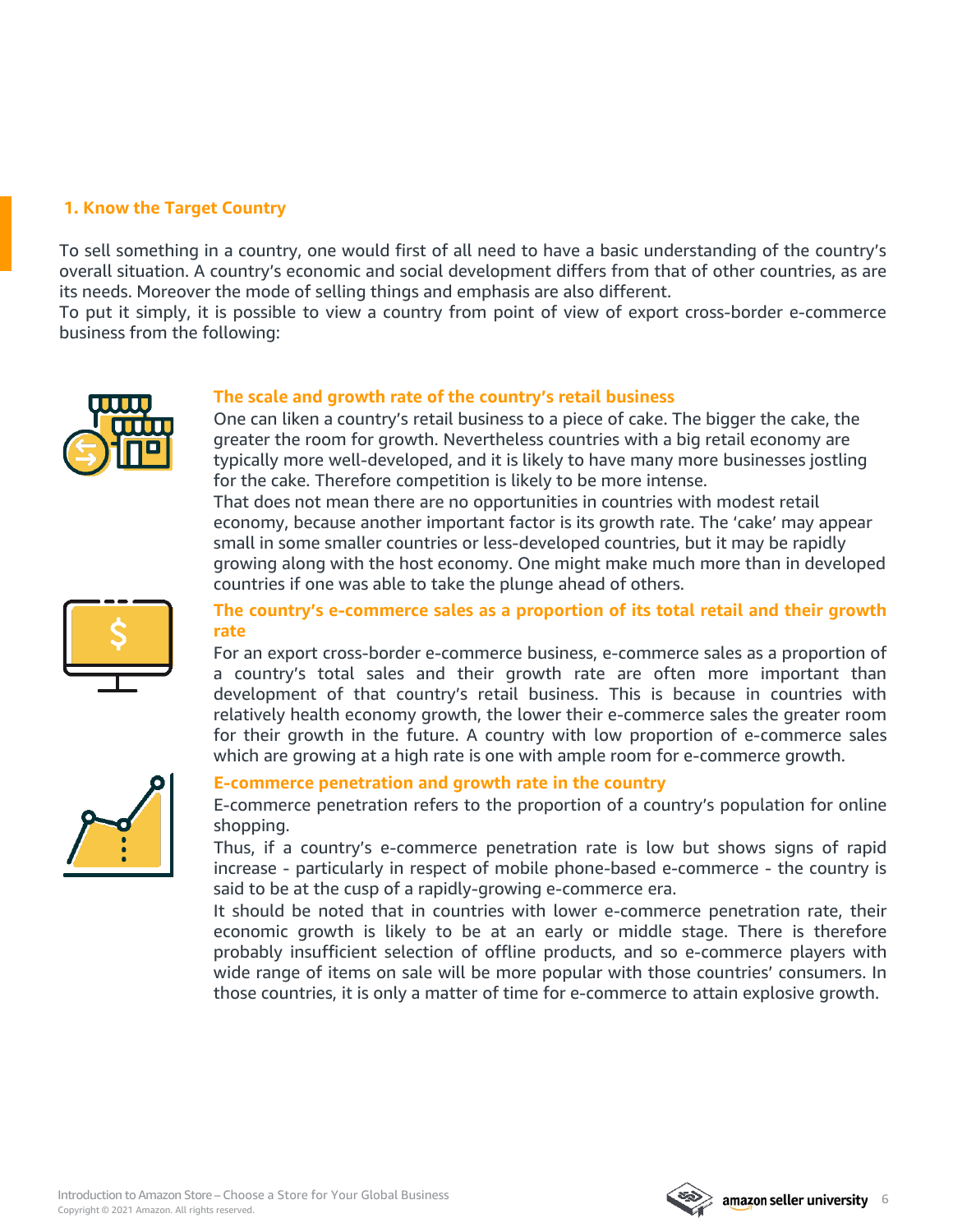## 1. Know the Target Country

To sell something in a country, one would first of all need to have a basic understanding of the country's overall situation. A country's economic and social development differs from that of other countries, as are its needs. Moreover the mode of selling things and emphasis are also different.
To put it simply, it is possible to view a country from point of view of export cross-border e-commerce business from the following:

### The scale and growth rate of the country's retail business

One can liken a country's retail business to a piece of cake. The bigger the cake, the greater the room for growth. Nevertheless countries with a big retail economy are typically more well-developed, and it is likely to have many more businesses jostling for the cake. Therefore competition is likely to be more intense.
That does not mean there are no opportunities in countries with modest retail economy, because another important factor is its growth rate. The 'cake' may appear small in some smaller countries or less-developed countries, but it may be rapidly growing along with the host economy. One might make much more than in developed countries if one was able to take the plunge ahead of others.

### The country's e-commerce sales as a proportion of its total retail and their growth rate

For an export cross-border e-commerce business, e-commerce sales as a proportion of a country's total sales and their growth rate are often more important than development of that country's retail business. This is because in countries with relatively health economy growth, the lower their e-commerce sales the greater room for their growth in the future. A country with low proportion of e-commerce sales which are growing at a high rate is one with ample room for e-commerce growth.

### E-commerce penetration and growth rate in the country

E-commerce penetration refers to the proportion of a country's population for online shopping.
Thus, if a country's e-commerce penetration rate is low but shows signs of rapid increase - particularly in respect of mobile phone-based e-commerce - the country is said to be at the cusp of a rapidly-growing e-commerce era.
It should be noted that in countries with lower e-commerce penetration rate, their economic growth is likely to be at an early or middle stage. There is therefore probably insufficient selection of offline products, and so e-commerce players with wide range of items on sale will be more popular with those countries' consumers. In those countries, it is only a matter of time for e-commerce to attain explosive growth.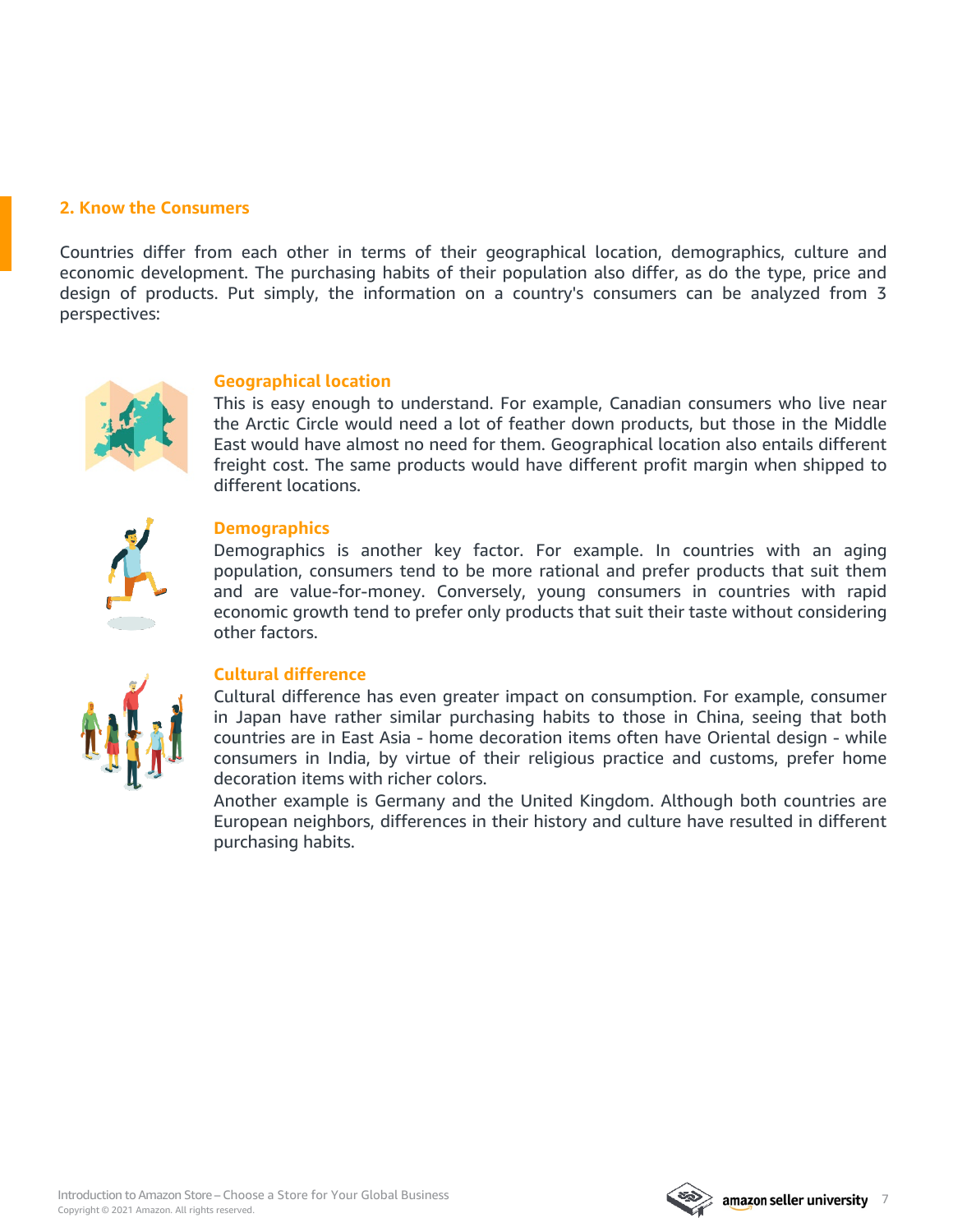## 2. Know the Consumers

Countries differ from each other in terms of their geographical location, demographics, culture and economic development. The purchasing habits of their population also differ, as do the type, price and design of products. Put simply, the information on a country's consumers can be analyzed from 3 perspectives:

### Geographical location

This is easy enough to understand. For example, Canadian consumers who live near the Arctic Circle would need a lot of feather down products, but those in the Middle East would have almost no need for them. Geographical location also entails different freight cost. The same products would have different profit margin when shipped to different locations.

### Demographics

Demographics is another key factor. For example. In countries with an aging population, consumers tend to be more rational and prefer products that suit them and are value-for-money. Conversely, young consumers in countries with rapid economic growth tend to prefer only products that suit their taste without considering other factors.

### Cultural difference

Cultural difference has even greater impact on consumption. For example, consumer in Japan have rather similar purchasing habits to those in China, seeing that both countries are in East Asia - home decoration items often have Oriental design - while consumers in India, by virtue of their religious practice and customs, prefer home decoration items with richer colors.

Another example is Germany and the United Kingdom. Although both countries are European neighbors, differences in their history and culture have resulted in different purchasing habits.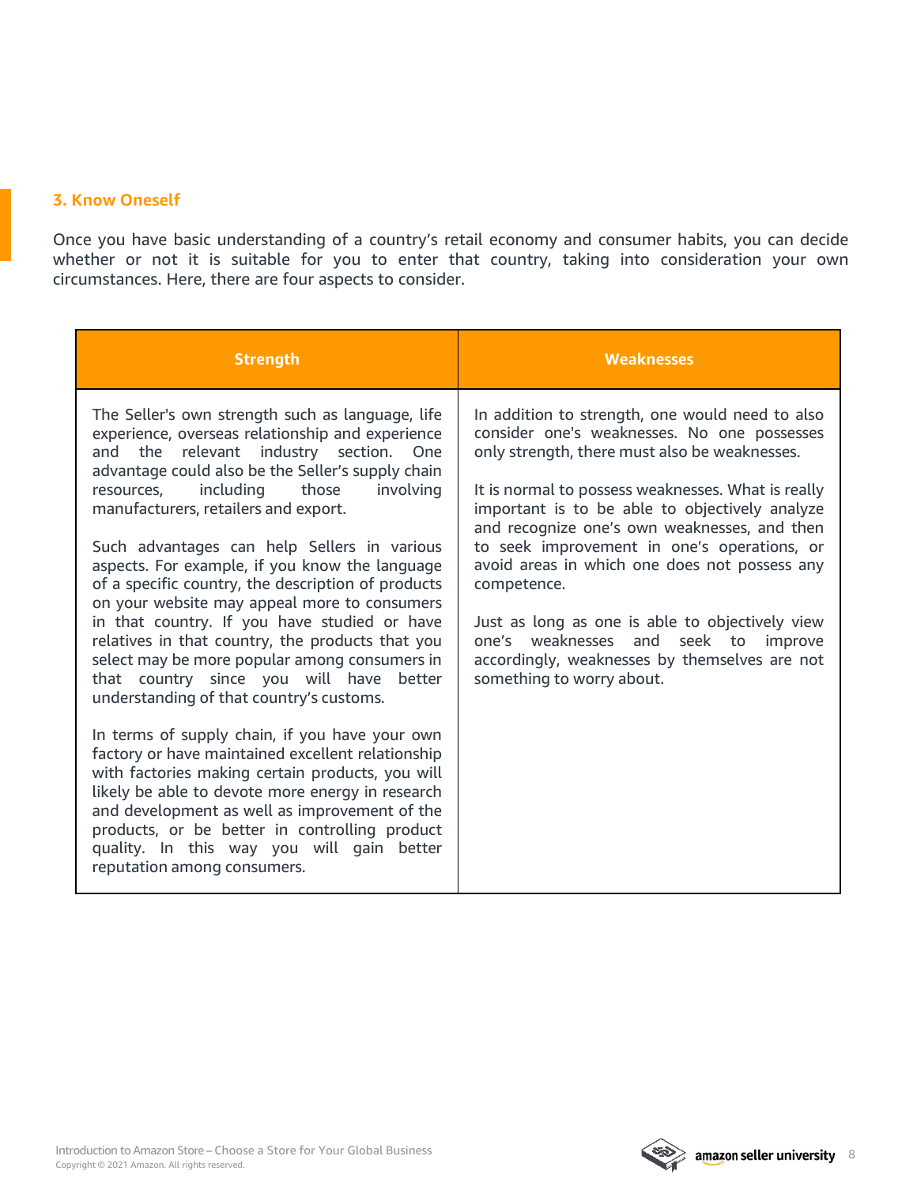### 3. Know Oneself

Once you have basic understanding of a country's retail economy and consumer habits, you can decide whether or not it is suitable for you to enter that country, taking into consideration your own circumstances. Here, there are four aspects to consider.

| Strength | Weaknesses |
| --- | --- |
| The Seller's own strength such as language, life experience, overseas relationship and experience and the relevant industry section. One advantage could also be the Seller's supply chain resources, including those involving manufacturers, retailers and export.<br><br>Such advantages can help Sellers in various aspects. For example, if you know the language of a specific country, the description of products on your website may appeal more to consumers in that country. If you have studied or have relatives in that country, the products that you select may be more popular among consumers in that country since you will have better understanding of that country's customs.<br><br>In terms of supply chain, if you have your own factory or have maintained excellent relationship with factories making certain products, you will likely be able to devote more energy in research and development as well as improvement of the products, or be better in controlling product quality. In this way you will gain better reputation among consumers. | In addition to strength, one would need to also consider one's weaknesses. No one possesses only strength, there must also be weaknesses.<br><br>It is normal to possess weaknesses. What is really important is to be able to objectively analyze and recognize one's own weaknesses, and then to seek improvement in one's operations, or avoid areas in which one does not possess any competence.<br><br>Just as long as one is able to objectively view one's weaknesses and seek to improve accordingly, weaknesses by themselves are not something to worry about. |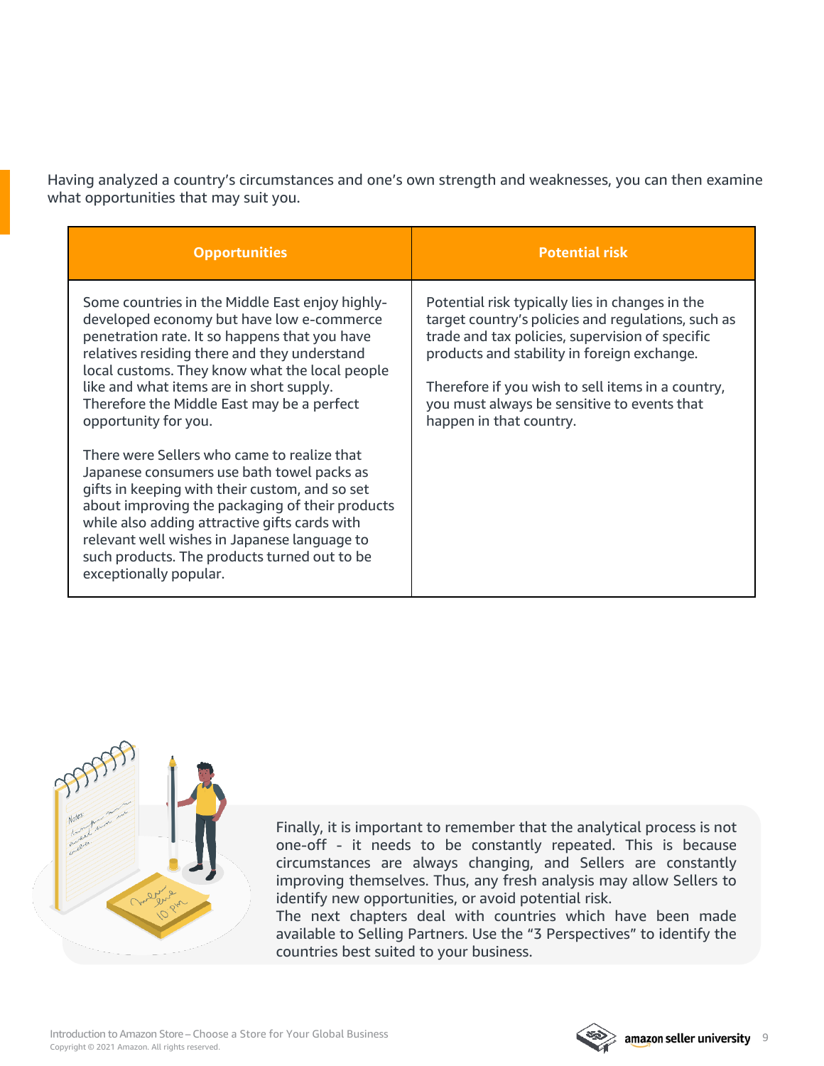Having analyzed a country's circumstances and one's own strength and weaknesses, you can then examine what opportunities that may suit you.

| Opportunities | Potential risk |
|---|---|
| Some countries in the Middle East enjoy highly-developed economy but have low e-commerce penetration rate. It so happens that you have relatives residing there and they understand local customs. They know what the local people like and what items are in short supply. Therefore the Middle East may be a perfect opportunity for you.<br><br>There were Sellers who came to realize that Japanese consumers use bath towel packs as gifts in keeping with their custom, and so set about improving the packaging of their products while also adding attractive gifts cards with relevant well wishes in Japanese language to such products. The products turned out to be exceptionally popular. | Potential risk typically lies in changes in the target country's policies and regulations, such as trade and tax policies, supervision of specific products and stability in foreign exchange.<br><br>Therefore if you wish to sell items in a country, you must always be sensitive to events that happen in that country. |

Finally, it is important to remember that the analytical process is not one-off - it needs to be constantly repeated. This is because circumstances are always changing, and Sellers are constantly improving themselves. Thus, any fresh analysis may allow Sellers to identify new opportunities, or avoid potential risk.

The next chapters deal with countries which have been made available to Selling Partners. Use the "3 Perspectives" to identify the countries best suited to your business.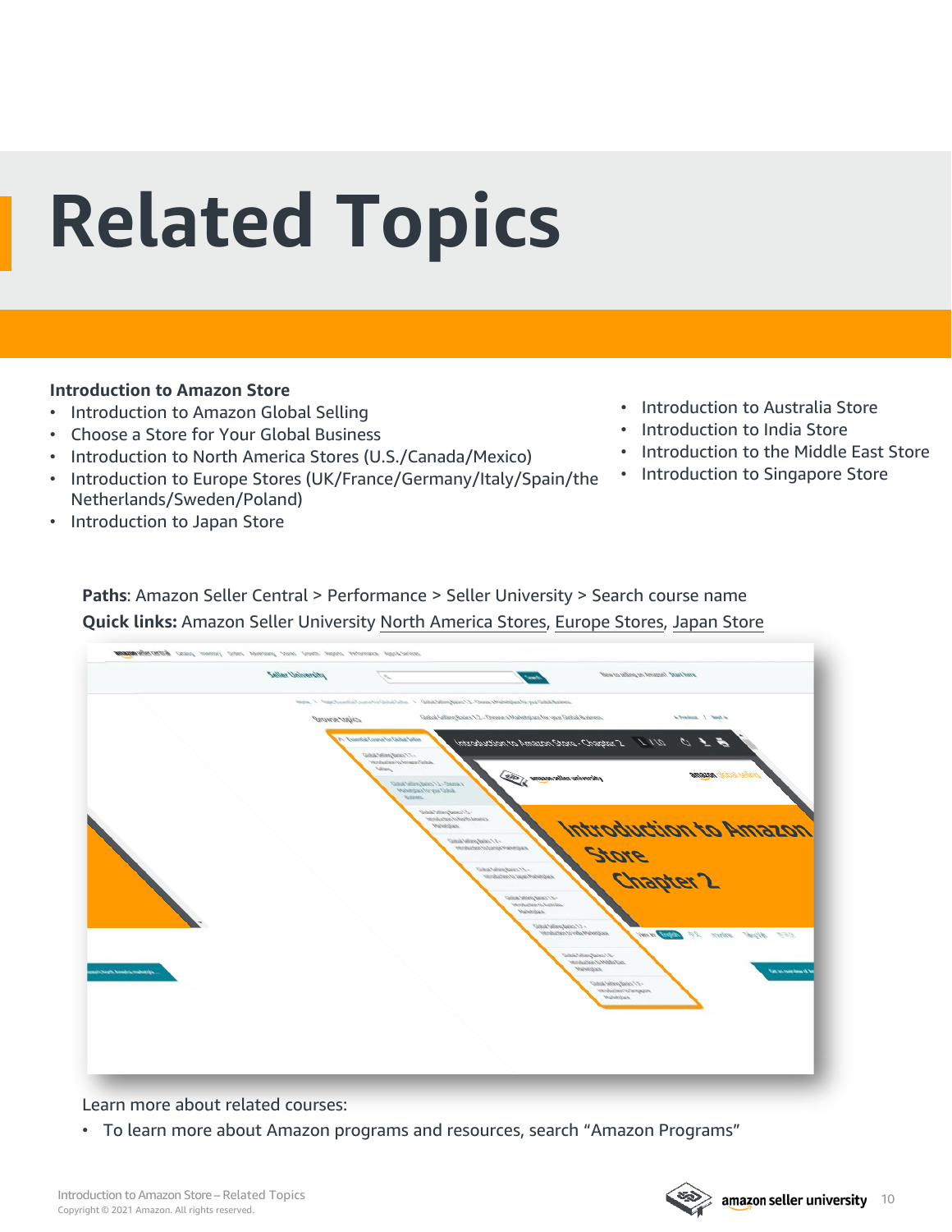# Related Topics

**Introduction to Amazon Store**

- Introduction to Amazon Global Selling
- Choose a Store for Your Global Business
- Introduction to North America Stores (U.S./Canada/Mexico)
- Introduction to Europe Stores (UK/France/Germany/Italy/Spain/the Netherlands/Sweden/Poland)
- Introduction to Japan Store
- Introduction to Australia Store
- Introduction to India Store
- Introduction to the Middle East Store
- Introduction to Singapore Store

**Paths**: Amazon Seller Central > Performance > Seller University > Search course name

**Quick links:** Amazon Seller University North America Stores, Europe Stores, Japan Store

Learn more about related courses:

- To learn more about Amazon programs and resources, search "Amazon Programs"